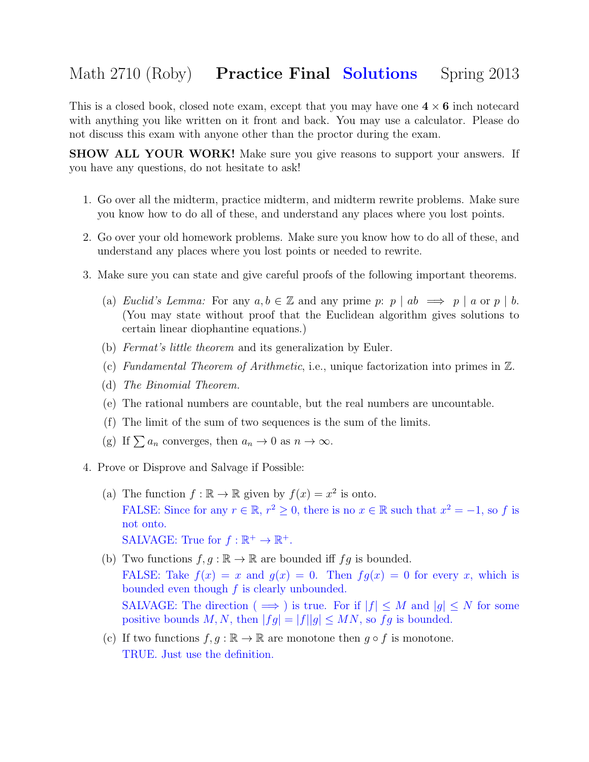# Math 2710 (Roby) **Practice Final** Solutions Spring 2013

This is a closed book, closed note exam, except that you may have one **4 × 6** inch notecard with anything you like written on it front and back. You may use a calculator. Please do not discuss this exam with anyone other than the proctor during the exam.

**SHOW ALL YOUR WORK!** Make sure you give reasons to support your answers. If you have any questions, do not hesitate to ask!

1. Go over all the midterm, practice midterm, and midterm rewrite problems. Make sure you know how to do all of these, and understand any places where you lost points.

2. Go over your old homework problems. Make sure you know how to do all of these, and understand any places where you lost points or needed to rewrite.

3. Make sure you can state and give careful proofs of the following important theorems.

   (a) *Euclid's Lemma:* For any $a, b \in \mathbb{Z}$ and any prime $p$: $p \mid ab \implies p \mid a$ or $p \mid b$. (You may state without proof that the Euclidean algorithm gives solutions to certain linear diophantine equations.)

   (b) *Fermat's little theorem* and its generalization by Euler.

   (c) *Fundamental Theorem of Arithmetic*, i.e., unique factorization into primes in $\mathbb{Z}$.

   (d) *The Binomial Theorem.*

   (e) The rational numbers are countable, but the real numbers are uncountable.

   (f) The limit of the sum of two sequences is the sum of the limits.

   (g) If $\sum a_n$ converges, then $a_n \to 0$ as $n \to \infty$.

4. Prove or Disprove and Salvage if Possible:

   (a) The function $f : \mathbb{R} \to \mathbb{R}$ given by $f(x) = x^2$ is onto.

   FALSE: Since for any $r \in \mathbb{R}$, $r^2 \geq 0$, there is no $x \in \mathbb{R}$ such that $x^2 = -1$, so $f$ is not onto.

   SALVAGE: True for $f : \mathbb{R}^+ \to \mathbb{R}^+$.

   (b) Two functions $f, g : \mathbb{R} \to \mathbb{R}$ are bounded iff $fg$ is bounded.

   FALSE: Take $f(x) = x$ and $g(x) = 0$. Then $fg(x) = 0$ for every $x$, which is bounded even though $f$ is clearly unbounded.

   SALVAGE: The direction ( $\implies$ ) is true. For if $|f| \leq M$ and $|g| \leq N$ for some positive bounds $M, N$, then $|fg| = |f||g| \leq MN$, so $fg$ is bounded.

   (c) If two functions $f, g : \mathbb{R} \to \mathbb{R}$ are monotone then $g \circ f$ is monotone.

   TRUE. Just use the definition.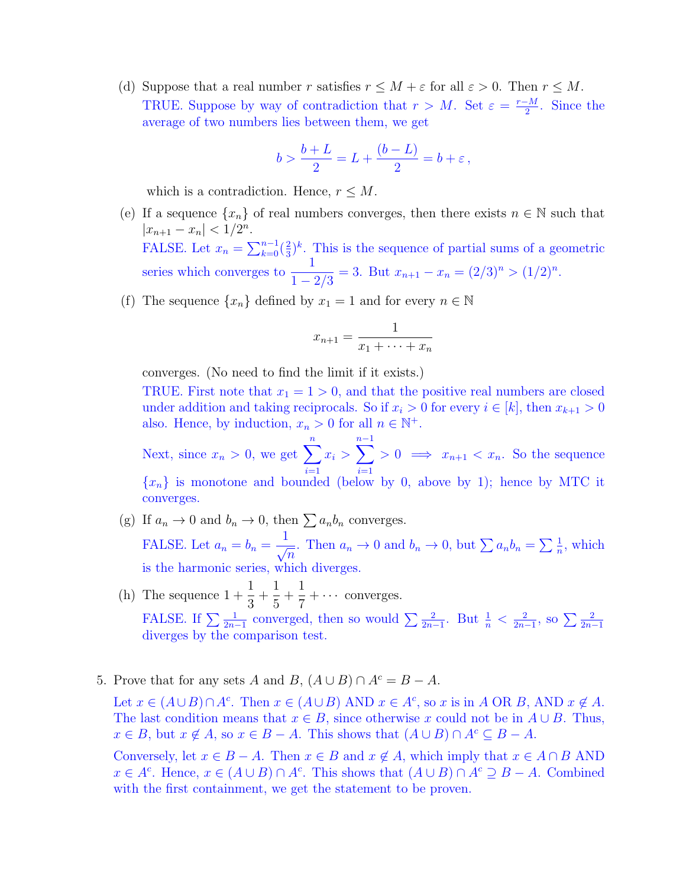(d) Suppose that a real number $r$ satisfies $r \leq M + \varepsilon$ for all $\varepsilon > 0$. Then $r \leq M$.

TRUE. Suppose by way of contradiction that $r > M$. Set $\varepsilon = \frac{r-M}{2}$. Since the average of two numbers lies between them, we get

$$b > \frac{b+L}{2} = L + \frac{(b-L)}{2} = b + \varepsilon\,,$$

which is a contradiction. Hence, $r \leq M$.

(e) If a sequence $\{x_n\}$ of real numbers converges, then there exists $n \in \mathbb{N}$ such that $|x_{n+1} - x_n| < 1/2^n$.

FALSE. Let $x_n = \sum_{k=0}^{n-1} (\frac{2}{3})^k$. This is the sequence of partial sums of a geometric series which converges to $\dfrac{1}{1 - 2/3} = 3$. But $x_{n+1} - x_n = (2/3)^n > (1/2)^n$.

(f) The sequence $\{x_n\}$ defined by $x_1 = 1$ and for every $n \in \mathbb{N}$

$$x_{n+1} = \frac{1}{x_1 + \cdots + x_n}$$

converges. (No need to find the limit if it exists.)

TRUE. First note that $x_1 = 1 > 0$, and that the positive real numbers are closed under addition and taking reciprocals. So if $x_i > 0$ for every $i \in [k]$, then $x_{k+1} > 0$ also. Hence, by induction, $x_n > 0$ for all $n \in \mathbb{N}^+$.

Next, since $x_n > 0$, we get $\displaystyle\sum_{i=1}^{n} x_i > \sum_{i=1}^{n-1} > 0 \implies x_{n+1} < x_n$. So the sequence $\{x_n\}$ is monotone and bounded (below by 0, above by 1); hence by MTC it converges.

(g) If $a_n \to 0$ and $b_n \to 0$, then $\sum a_n b_n$ converges.

FALSE. Let $a_n = b_n = \dfrac{1}{\sqrt{n}}$. Then $a_n \to 0$ and $b_n \to 0$, but $\sum a_n b_n = \sum \frac{1}{n}$, which is the harmonic series, which diverges.

(h) The sequence $1 + \dfrac{1}{3} + \dfrac{1}{5} + \dfrac{1}{7} + \cdots$ converges.

FALSE. If $\sum \frac{1}{2n-1}$ converged, then so would $\sum \frac{2}{2n-1}$. But $\frac{1}{n} < \frac{2}{2n-1}$, so $\sum \frac{2}{2n-1}$ diverges by the comparison test.

5. Prove that for any sets $A$ and $B$, $(A \cup B) \cap A^c = B - A$.

Let $x \in (A \cup B) \cap A^c$. Then $x \in (A \cup B)$ AND $x \in A^c$, so $x$ is in $A$ OR $B$, AND $x \notin A$. The last condition means that $x \in B$, since otherwise $x$ could not be in $A \cup B$. Thus, $x \in B$, but $x \notin A$, so $x \in B - A$. This shows that $(A \cup B) \cap A^c \subseteq B - A$.

Conversely, let $x \in B - A$. Then $x \in B$ and $x \notin A$, which imply that $x \in A \cap B$ AND $x \in A^c$. Hence, $x \in (A \cup B) \cap A^c$. This shows that $(A \cup B) \cap A^c \supseteq B - A$. Combined with the first containment, we get the statement to be proven.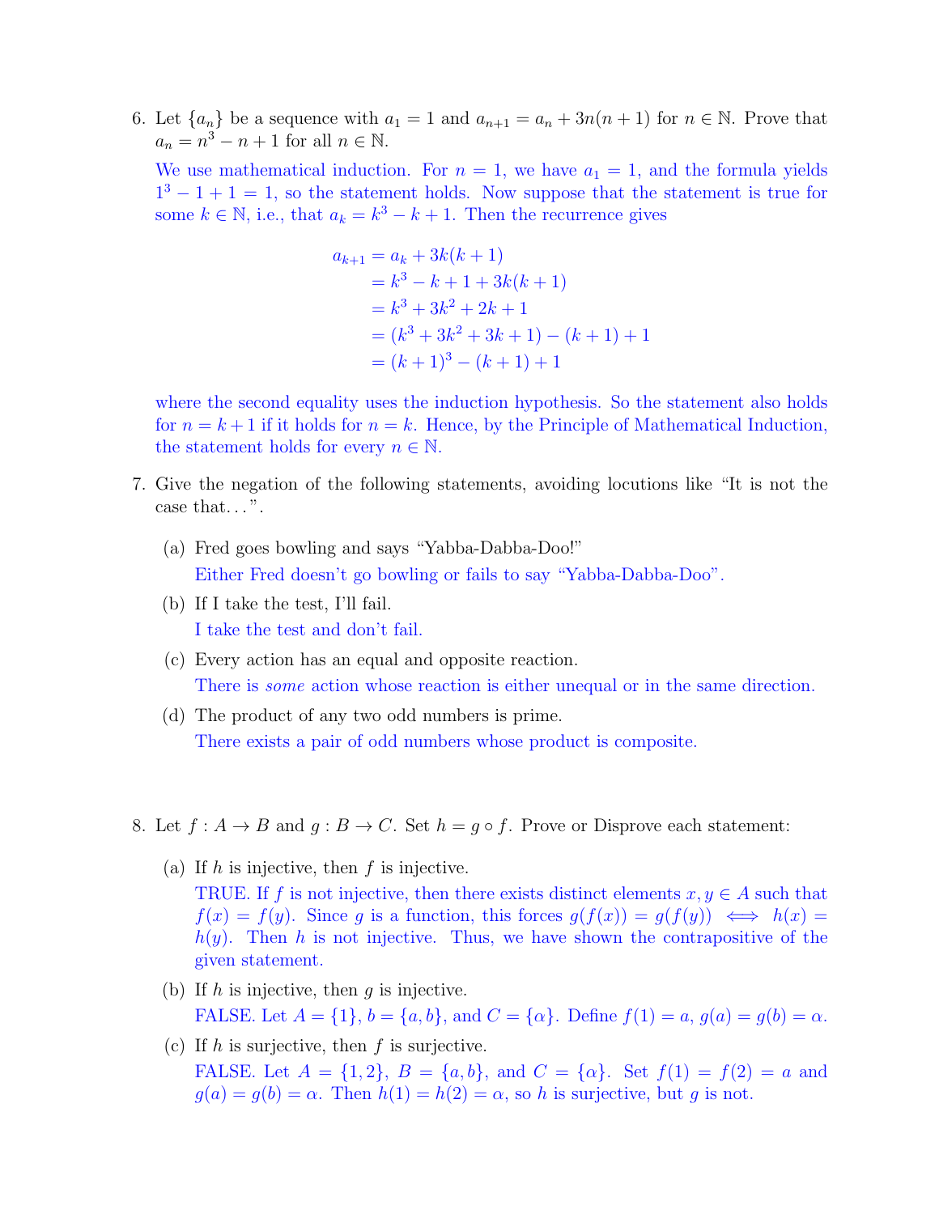6. Let $\{a_n\}$ be a sequence with $a_1 = 1$ and $a_{n+1} = a_n + 3n(n+1)$ for $n \in \mathbb{N}$. Prove that $a_n = n^3 - n + 1$ for all $n \in \mathbb{N}$.

   We use mathematical induction. For $n = 1$, we have $a_1 = 1$, and the formula yields $1^3 - 1 + 1 = 1$, so the statement holds. Now suppose that the statement is true for some $k \in \mathbb{N}$, i.e., that $a_k = k^3 - k + 1$. Then the recurrence gives

   $$\begin{aligned} a_{k+1} &= a_k + 3k(k+1) \\ &= k^3 - k + 1 + 3k(k+1) \\ &= k^3 + 3k^2 + 2k + 1 \\ &= (k^3 + 3k^2 + 3k + 1) - (k+1) + 1 \\ &= (k+1)^3 - (k+1) + 1 \end{aligned}$$

   where the second equality uses the induction hypothesis. So the statement also holds for $n = k+1$ if it holds for $n = k$. Hence, by the Principle of Mathematical Induction, the statement holds for every $n \in \mathbb{N}$.

7. Give the negation of the following statements, avoiding locutions like "It is not the case that…".

   (a) Fred goes bowling and says "Yabba-Dabba-Doo!"

   Either Fred doesn't go bowling or fails to say "Yabba-Dabba-Doo".

   (b) If I take the test, I'll fail.

   I take the test and don't fail.

   (c) Every action has an equal and opposite reaction.

   There is *some* action whose reaction is either unequal or in the same direction.

   (d) The product of any two odd numbers is prime.

   There exists a pair of odd numbers whose product is composite.

8. Let $f : A \to B$ and $g : B \to C$. Set $h = g \circ f$. Prove or Disprove each statement:

   (a) If $h$ is injective, then $f$ is injective.

   TRUE. If $f$ is not injective, then there exists distinct elements $x, y \in A$ such that $f(x) = f(y)$. Since $g$ is a function, this forces $g(f(x)) = g(f(y)) \iff h(x) = h(y)$. Then $h$ is not injective. Thus, we have shown the contrapositive of the given statement.

   (b) If $h$ is injective, then $g$ is injective.

   FALSE. Let $A = \{1\}$, $b = \{a, b\}$, and $C = \{\alpha\}$. Define $f(1) = a$, $g(a) = g(b) = \alpha$.

   (c) If $h$ is surjective, then $f$ is surjective.

   FALSE. Let $A = \{1, 2\}$, $B = \{a, b\}$, and $C = \{\alpha\}$. Set $f(1) = f(2) = a$ and $g(a) = g(b) = \alpha$. Then $h(1) = h(2) = \alpha$, so $h$ is surjective, but $g$ is not.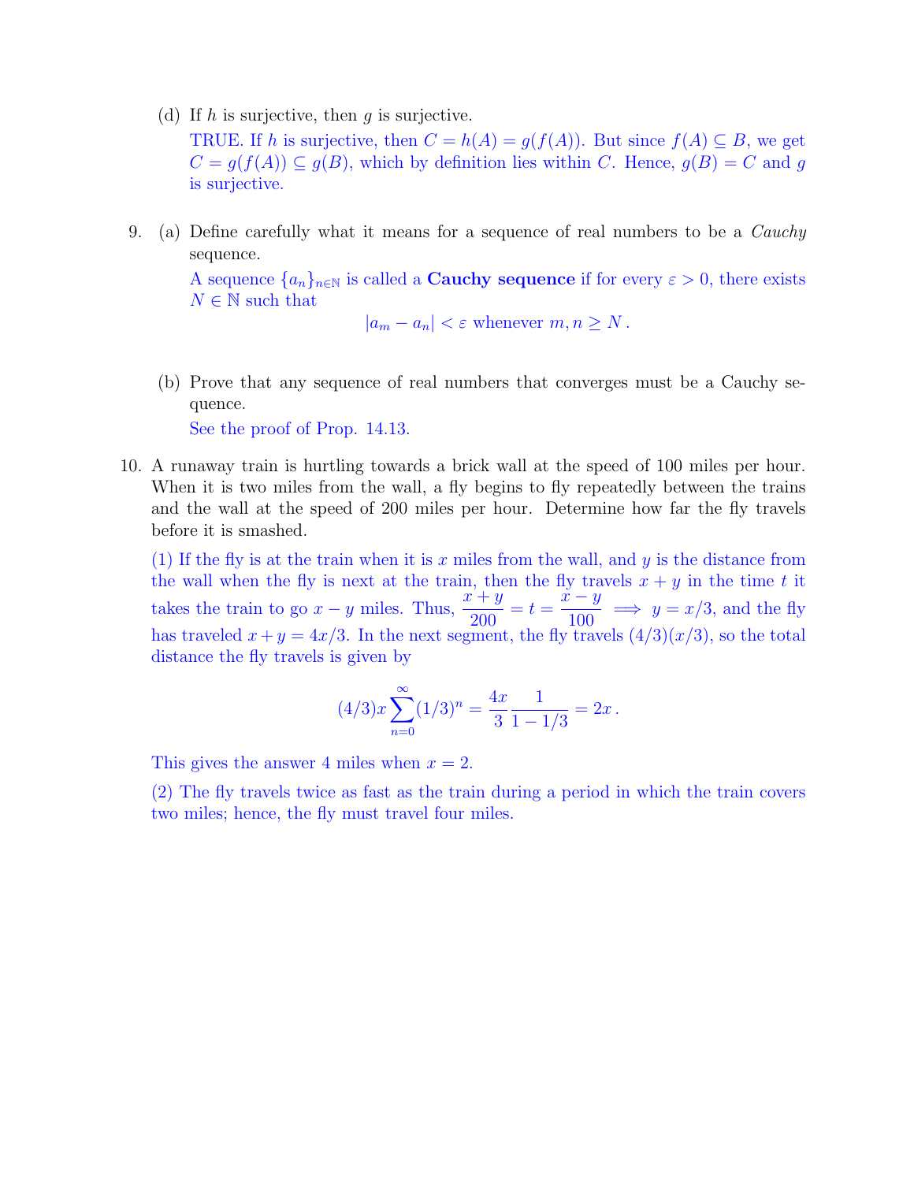(d) If $h$ is surjective, then $g$ is surjective.

TRUE. If $h$ is surjective, then $C = h(A) = g(f(A))$. But since $f(A) \subseteq B$, we get $C = g(f(A)) \subseteq g(B)$, which by definition lies within $C$. Hence, $g(B) = C$ and $g$ is surjective.

9. (a) Define carefully what it means for a sequence of real numbers to be a *Cauchy* sequence.

   A sequence $\{a_n\}_{n \in \mathbb{N}}$ is called a **Cauchy sequence** if for every $\varepsilon > 0$, there exists $N \in \mathbb{N}$ such that

   $$|a_m - a_n| < \varepsilon \text{ whenever } m, n \geq N\,.$$

   (b) Prove that any sequence of real numbers that converges must be a Cauchy sequence.

   See the proof of Prop. 14.13.

10. A runaway train is hurtling towards a brick wall at the speed of 100 miles per hour. When it is two miles from the wall, a fly begins to fly repeatedly between the trains and the wall at the speed of 200 miles per hour. Determine how far the fly travels before it is smashed.

    (1) If the fly is at the train when it is $x$ miles from the wall, and $y$ is the distance from the wall when the fly is next at the train, then the fly travels $x + y$ in the time $t$ it takes the train to go $x - y$ miles. Thus, $\dfrac{x+y}{200} = t = \dfrac{x-y}{100} \implies y = x/3$, and the fly has traveled $x + y = 4x/3$. In the next segment, the fly travels $(4/3)(x/3)$, so the total distance the fly travels is given by

    $$(4/3)x \sum_{n=0}^{\infty} (1/3)^n = \frac{4x}{3} \frac{1}{1 - 1/3} = 2x\,.$$

    This gives the answer 4 miles when $x = 2$.

    (2) The fly travels twice as fast as the train during a period in which the train covers two miles; hence, the fly must travel four miles.